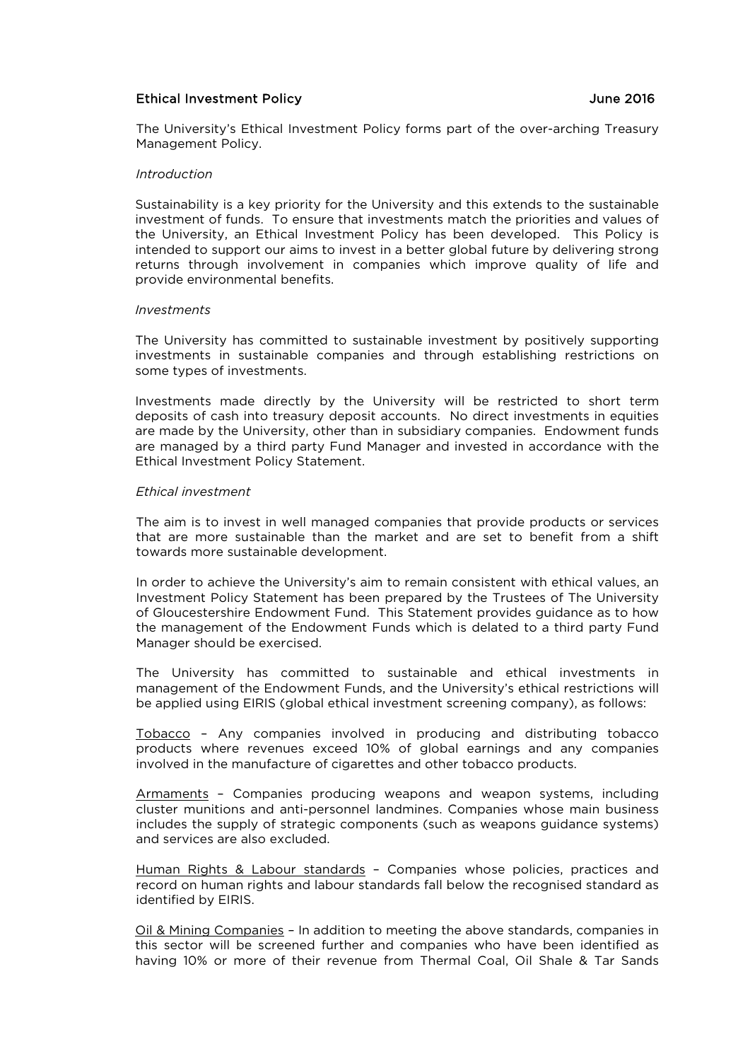# Ethical Investment Policy

June 2016

The University's Ethical Investment Policy forms part of the over-arching Treasury Management Policy.

*Introduction*

Sustainability is a key priority for the University and this extends to the sustainable investment of funds. To ensure that investments match the priorities and values of the University, an Ethical Investment Policy has been developed. This Policy is intended to support our aims to invest in a better global future by delivering strong returns through involvement in companies which improve quality of life and provide environmental benefits.

*Investments*

The University has committed to sustainable investment by positively supporting investments in sustainable companies and through establishing restrictions on some types of investments.

Investments made directly by the University will be restricted to short term deposits of cash into treasury deposit accounts. No direct investments in equities are made by the University, other than in subsidiary companies. Endowment funds are managed by a third party Fund Manager and invested in accordance with the Ethical Investment Policy Statement.

*Ethical investment*

The aim is to invest in well managed companies that provide products or services that are more sustainable than the market and are set to benefit from a shift towards more sustainable development.

In order to achieve the University's aim to remain consistent with ethical values, an Investment Policy Statement has been prepared by the Trustees of The University of Gloucestershire Endowment Fund. This Statement provides guidance as to how the management of the Endowment Funds which is delated to a third party Fund Manager should be exercised.

The University has committed to sustainable and ethical investments in management of the Endowment Funds, and the University's ethical restrictions will be applied using EIRIS (global ethical investment screening company), as follows:

<u>Tobacco</u> – Any companies involved in producing and distributing tobacco products where revenues exceed 10% of global earnings and any companies involved in the manufacture of cigarettes and other tobacco products.

<u>Armaments</u> – Companies producing weapons and weapon systems, including cluster munitions and anti-personnel landmines. Companies whose main business includes the supply of strategic components (such as weapons guidance systems) and services are also excluded.

<u>Human Rights & Labour standards</u> – Companies whose policies, practices and record on human rights and labour standards fall below the recognised standard as identified by EIRIS.

<u>Oil & Mining Companies</u> – In addition to meeting the above standards, companies in this sector will be screened further and companies who have been identified as having 10% or more of their revenue from Thermal Coal, Oil Shale & Tar Sands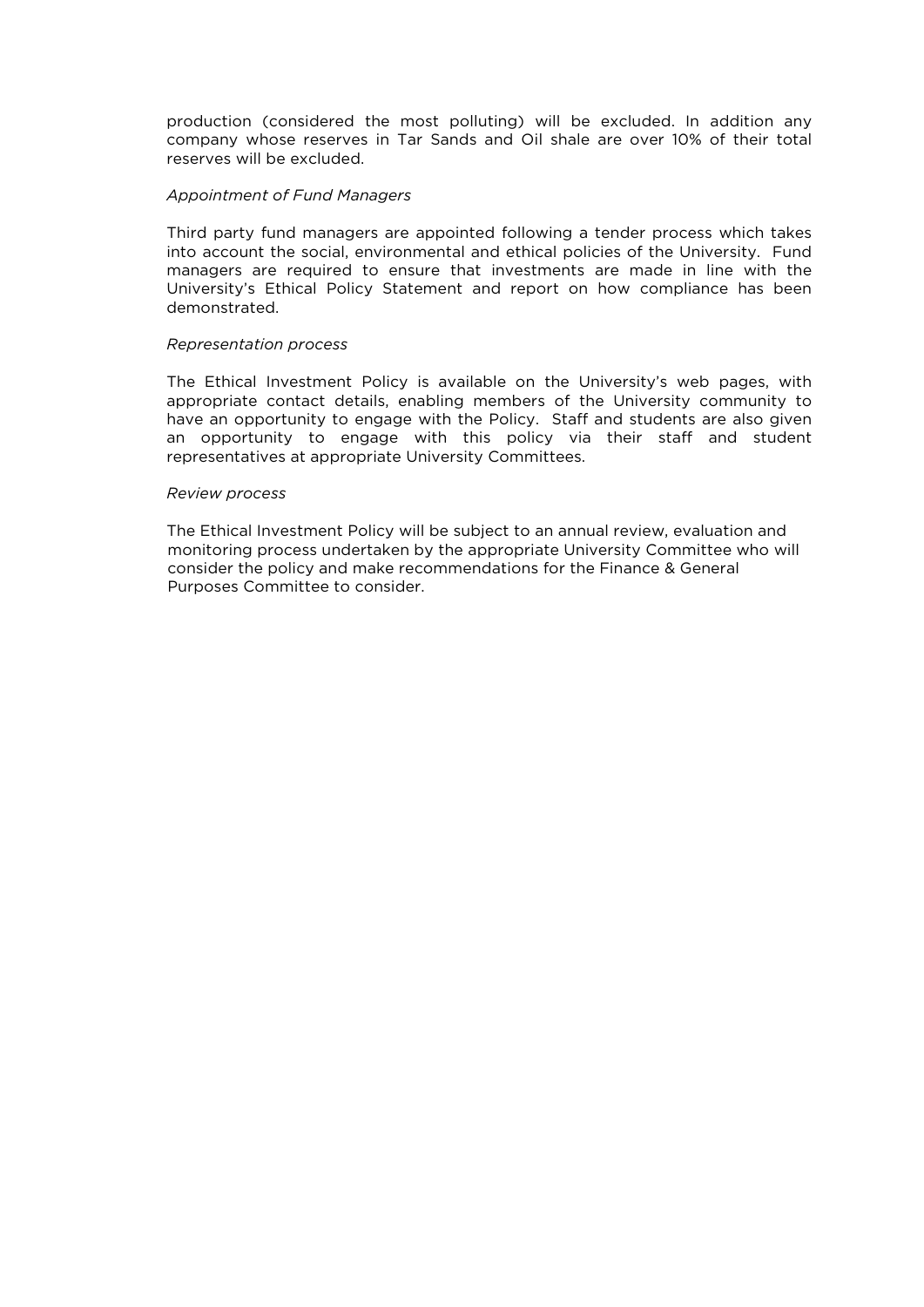production (considered the most polluting) will be excluded. In addition any company whose reserves in Tar Sands and Oil shale are over 10% of their total reserves will be excluded.

*Appointment of Fund Managers*

Third party fund managers are appointed following a tender process which takes into account the social, environmental and ethical policies of the University. Fund managers are required to ensure that investments are made in line with the University's Ethical Policy Statement and report on how compliance has been demonstrated.

*Representation process*

The Ethical Investment Policy is available on the University's web pages, with appropriate contact details, enabling members of the University community to have an opportunity to engage with the Policy. Staff and students are also given an opportunity to engage with this policy via their staff and student representatives at appropriate University Committees.

*Review process*

The Ethical Investment Policy will be subject to an annual review, evaluation and monitoring process undertaken by the appropriate University Committee who will consider the policy and make recommendations for the Finance & General Purposes Committee to consider.